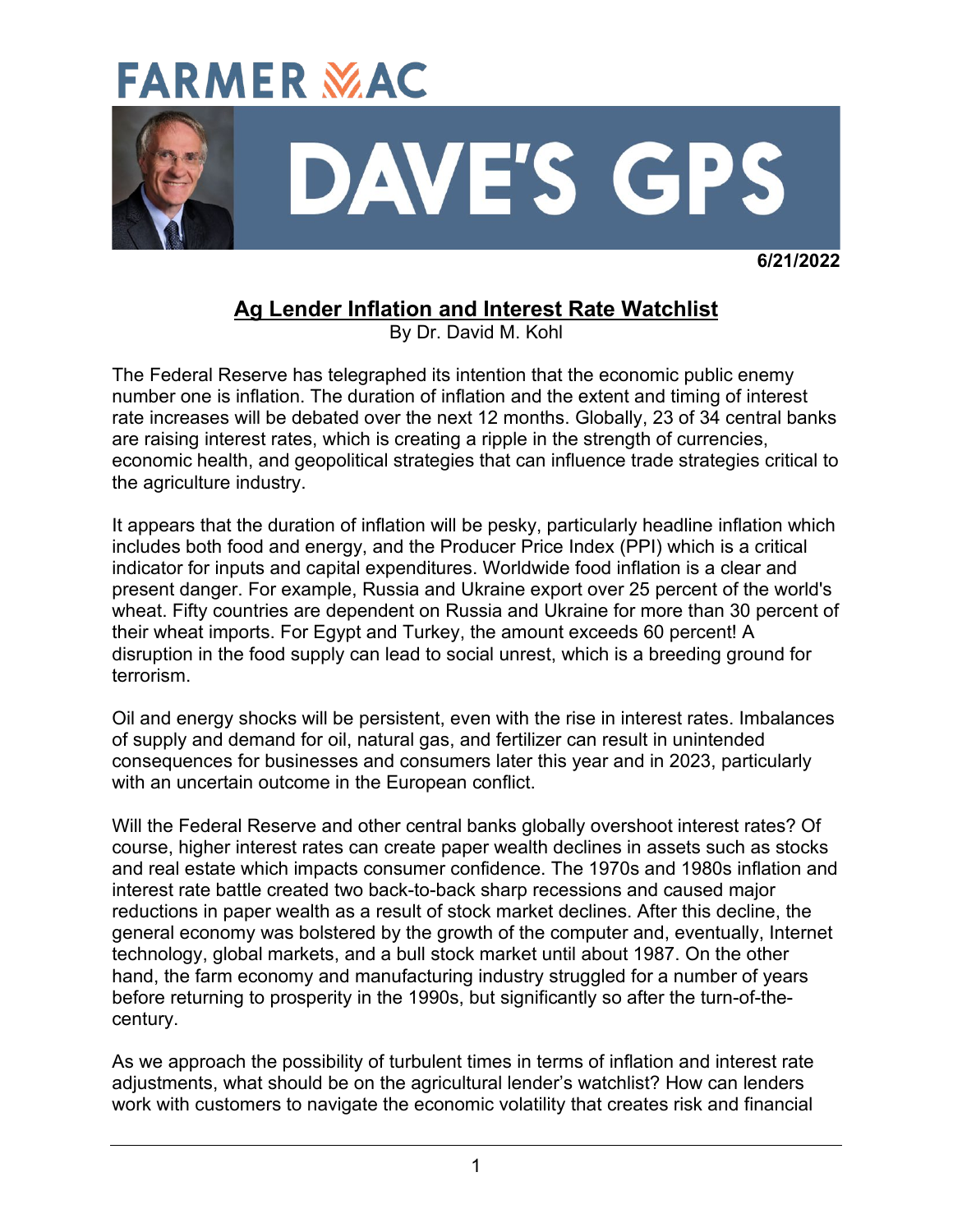# FARMER MAC

# DAVE'S GPS

**6/21/2022**

## Ag Lender Inflation and Interest Rate Watchlist

By Dr. David M. Kohl

The Federal Reserve has telegraphed its intention that the economic public enemy number one is inflation. The duration of inflation and the extent and timing of interest rate increases will be debated over the next 12 months. Globally, 23 of 34 central banks are raising interest rates, which is creating a ripple in the strength of currencies, economic health, and geopolitical strategies that can influence trade strategies critical to the agriculture industry.

It appears that the duration of inflation will be pesky, particularly headline inflation which includes both food and energy, and the Producer Price Index (PPI) which is a critical indicator for inputs and capital expenditures. Worldwide food inflation is a clear and present danger. For example, Russia and Ukraine export over 25 percent of the world's wheat. Fifty countries are dependent on Russia and Ukraine for more than 30 percent of their wheat imports. For Egypt and Turkey, the amount exceeds 60 percent! A disruption in the food supply can lead to social unrest, which is a breeding ground for terrorism.

Oil and energy shocks will be persistent, even with the rise in interest rates. Imbalances of supply and demand for oil, natural gas, and fertilizer can result in unintended consequences for businesses and consumers later this year and in 2023, particularly with an uncertain outcome in the European conflict.

Will the Federal Reserve and other central banks globally overshoot interest rates? Of course, higher interest rates can create paper wealth declines in assets such as stocks and real estate which impacts consumer confidence. The 1970s and 1980s inflation and interest rate battle created two back-to-back sharp recessions and caused major reductions in paper wealth as a result of stock market declines. After this decline, the general economy was bolstered by the growth of the computer and, eventually, Internet technology, global markets, and a bull stock market until about 1987. On the other hand, the farm economy and manufacturing industry struggled for a number of years before returning to prosperity in the 1990s, but significantly so after the turn-of-the-century.

As we approach the possibility of turbulent times in terms of inflation and interest rate adjustments, what should be on the agricultural lender's watchlist? How can lenders work with customers to navigate the economic volatility that creates risk and financial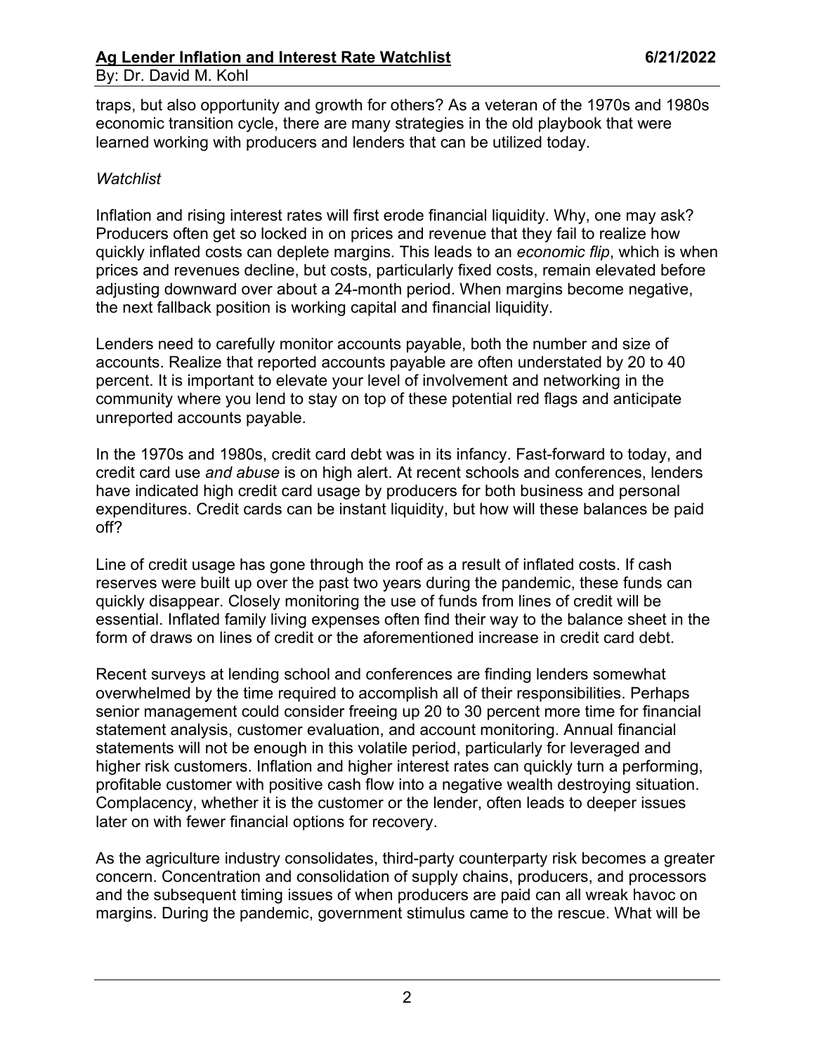traps, but also opportunity and growth for others? As a veteran of the 1970s and 1980s economic transition cycle, there are many strategies in the old playbook that were learned working with producers and lenders that can be utilized today.

*Watchlist*

Inflation and rising interest rates will first erode financial liquidity. Why, one may ask? Producers often get so locked in on prices and revenue that they fail to realize how quickly inflated costs can deplete margins. This leads to an *economic flip*, which is when prices and revenues decline, but costs, particularly fixed costs, remain elevated before adjusting downward over about a 24-month period. When margins become negative, the next fallback position is working capital and financial liquidity.

Lenders need to carefully monitor accounts payable, both the number and size of accounts. Realize that reported accounts payable are often understated by 20 to 40 percent. It is important to elevate your level of involvement and networking in the community where you lend to stay on top of these potential red flags and anticipate unreported accounts payable.

In the 1970s and 1980s, credit card debt was in its infancy. Fast-forward to today, and credit card use *and abuse* is on high alert. At recent schools and conferences, lenders have indicated high credit card usage by producers for both business and personal expenditures. Credit cards can be instant liquidity, but how will these balances be paid off?

Line of credit usage has gone through the roof as a result of inflated costs. If cash reserves were built up over the past two years during the pandemic, these funds can quickly disappear. Closely monitoring the use of funds from lines of credit will be essential. Inflated family living expenses often find their way to the balance sheet in the form of draws on lines of credit or the aforementioned increase in credit card debt.

Recent surveys at lending school and conferences are finding lenders somewhat overwhelmed by the time required to accomplish all of their responsibilities. Perhaps senior management could consider freeing up 20 to 30 percent more time for financial statement analysis, customer evaluation, and account monitoring. Annual financial statements will not be enough in this volatile period, particularly for leveraged and higher risk customers. Inflation and higher interest rates can quickly turn a performing, profitable customer with positive cash flow into a negative wealth destroying situation. Complacency, whether it is the customer or the lender, often leads to deeper issues later on with fewer financial options for recovery.

As the agriculture industry consolidates, third-party counterparty risk becomes a greater concern. Concentration and consolidation of supply chains, producers, and processors and the subsequent timing issues of when producers are paid can all wreak havoc on margins. During the pandemic, government stimulus came to the rescue. What will be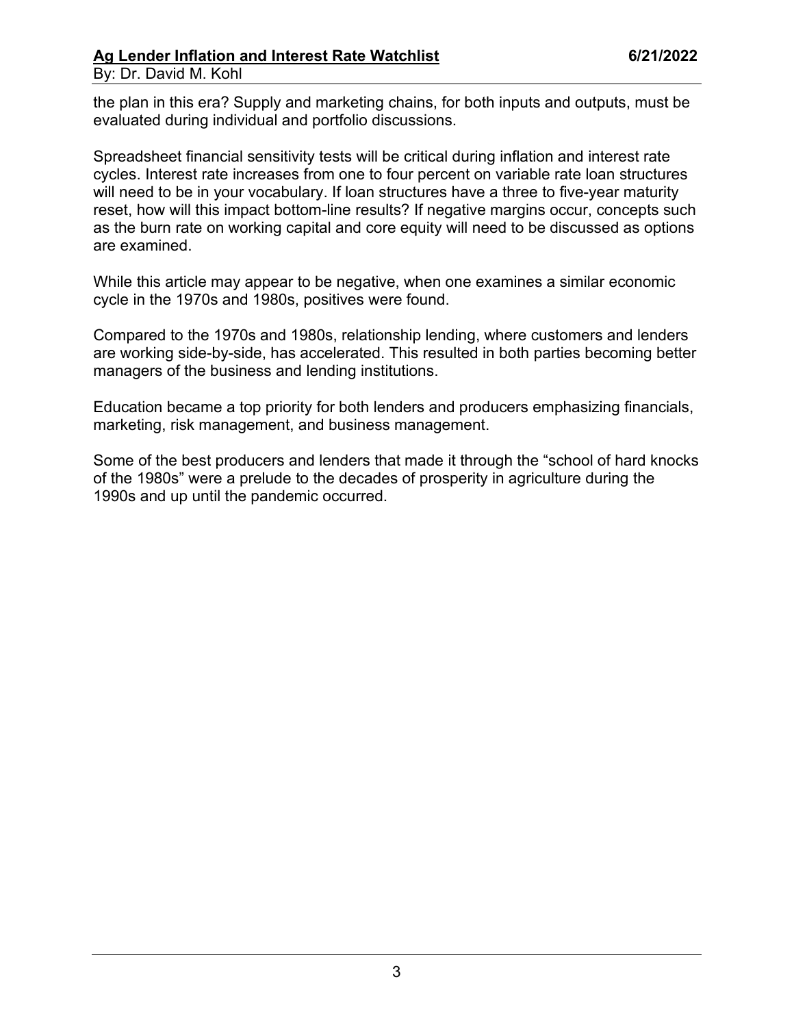the plan in this era? Supply and marketing chains, for both inputs and outputs, must be evaluated during individual and portfolio discussions.

Spreadsheet financial sensitivity tests will be critical during inflation and interest rate cycles. Interest rate increases from one to four percent on variable rate loan structures will need to be in your vocabulary. If loan structures have a three to five-year maturity reset, how will this impact bottom-line results? If negative margins occur, concepts such as the burn rate on working capital and core equity will need to be discussed as options are examined.

While this article may appear to be negative, when one examines a similar economic cycle in the 1970s and 1980s, positives were found.

Compared to the 1970s and 1980s, relationship lending, where customers and lenders are working side-by-side, has accelerated. This resulted in both parties becoming better managers of the business and lending institutions.

Education became a top priority for both lenders and producers emphasizing financials, marketing, risk management, and business management.

Some of the best producers and lenders that made it through the "school of hard knocks of the 1980s" were a prelude to the decades of prosperity in agriculture during the 1990s and up until the pandemic occurred.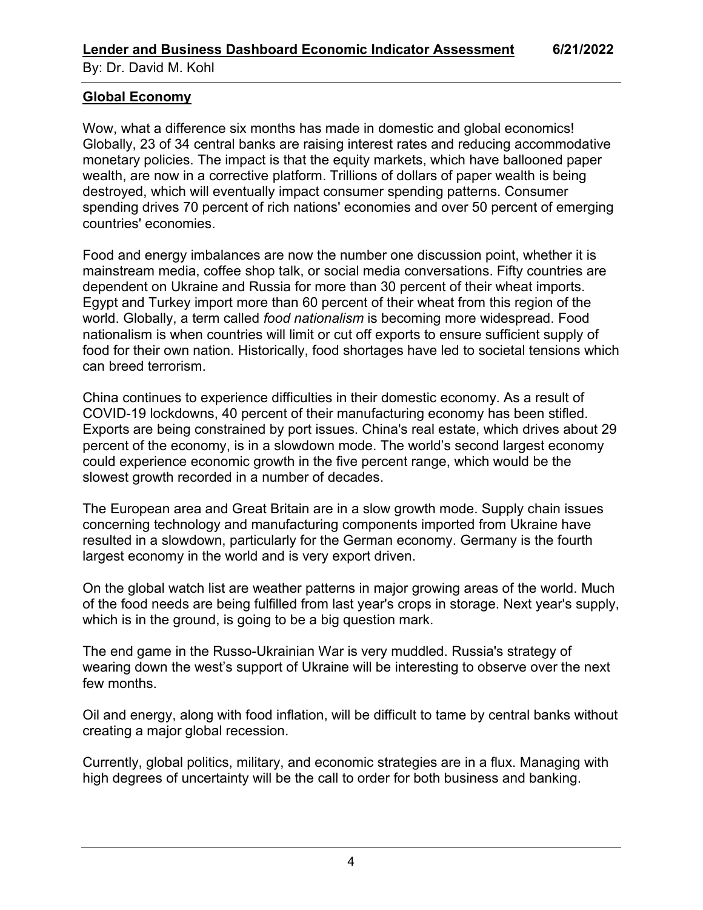## Global Economy

Wow, what a difference six months has made in domestic and global economics! Globally, 23 of 34 central banks are raising interest rates and reducing accommodative monetary policies. The impact is that the equity markets, which have ballooned paper wealth, are now in a corrective platform. Trillions of dollars of paper wealth is being destroyed, which will eventually impact consumer spending patterns. Consumer spending drives 70 percent of rich nations' economies and over 50 percent of emerging countries' economies.

Food and energy imbalances are now the number one discussion point, whether it is mainstream media, coffee shop talk, or social media conversations. Fifty countries are dependent on Ukraine and Russia for more than 30 percent of their wheat imports. Egypt and Turkey import more than 60 percent of their wheat from this region of the world. Globally, a term called *food nationalism* is becoming more widespread. Food nationalism is when countries will limit or cut off exports to ensure sufficient supply of food for their own nation. Historically, food shortages have led to societal tensions which can breed terrorism.

China continues to experience difficulties in their domestic economy. As a result of COVID-19 lockdowns, 40 percent of their manufacturing economy has been stifled. Exports are being constrained by port issues. China's real estate, which drives about 29 percent of the economy, is in a slowdown mode. The world's second largest economy could experience economic growth in the five percent range, which would be the slowest growth recorded in a number of decades.

The European area and Great Britain are in a slow growth mode. Supply chain issues concerning technology and manufacturing components imported from Ukraine have resulted in a slowdown, particularly for the German economy. Germany is the fourth largest economy in the world and is very export driven.

On the global watch list are weather patterns in major growing areas of the world. Much of the food needs are being fulfilled from last year's crops in storage. Next year's supply, which is in the ground, is going to be a big question mark.

The end game in the Russo-Ukrainian War is very muddled. Russia's strategy of wearing down the west's support of Ukraine will be interesting to observe over the next few months.

Oil and energy, along with food inflation, will be difficult to tame by central banks without creating a major global recession.

Currently, global politics, military, and economic strategies are in a flux. Managing with high degrees of uncertainty will be the call to order for both business and banking.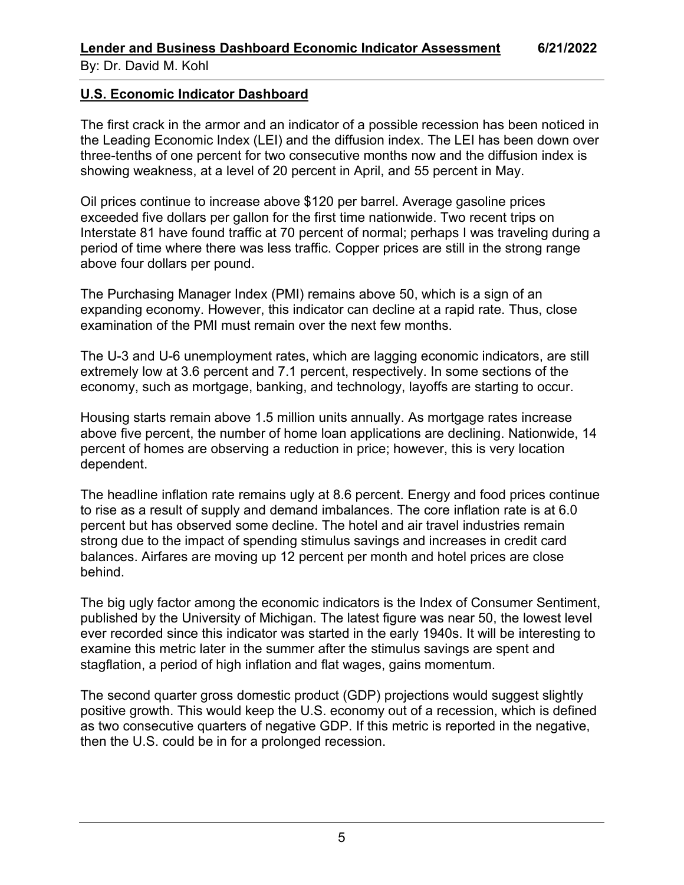## U.S. Economic Indicator Dashboard

The first crack in the armor and an indicator of a possible recession has been noticed in the Leading Economic Index (LEI) and the diffusion index. The LEI has been down over three-tenths of one percent for two consecutive months now and the diffusion index is showing weakness, at a level of 20 percent in April, and 55 percent in May.

Oil prices continue to increase above $120 per barrel. Average gasoline prices exceeded five dollars per gallon for the first time nationwide. Two recent trips on Interstate 81 have found traffic at 70 percent of normal; perhaps I was traveling during a period of time where there was less traffic. Copper prices are still in the strong range above four dollars per pound.

The Purchasing Manager Index (PMI) remains above 50, which is a sign of an expanding economy. However, this indicator can decline at a rapid rate. Thus, close examination of the PMI must remain over the next few months.

The U-3 and U-6 unemployment rates, which are lagging economic indicators, are still extremely low at 3.6 percent and 7.1 percent, respectively. In some sections of the economy, such as mortgage, banking, and technology, layoffs are starting to occur.

Housing starts remain above 1.5 million units annually. As mortgage rates increase above five percent, the number of home loan applications are declining. Nationwide, 14 percent of homes are observing a reduction in price; however, this is very location dependent.

The headline inflation rate remains ugly at 8.6 percent. Energy and food prices continue to rise as a result of supply and demand imbalances. The core inflation rate is at 6.0 percent but has observed some decline. The hotel and air travel industries remain strong due to the impact of spending stimulus savings and increases in credit card balances. Airfares are moving up 12 percent per month and hotel prices are close behind.

The big ugly factor among the economic indicators is the Index of Consumer Sentiment, published by the University of Michigan. The latest figure was near 50, the lowest level ever recorded since this indicator was started in the early 1940s. It will be interesting to examine this metric later in the summer after the stimulus savings are spent and stagflation, a period of high inflation and flat wages, gains momentum.

The second quarter gross domestic product (GDP) projections would suggest slightly positive growth. This would keep the U.S. economy out of a recession, which is defined as two consecutive quarters of negative GDP. If this metric is reported in the negative, then the U.S. could be in for a prolonged recession.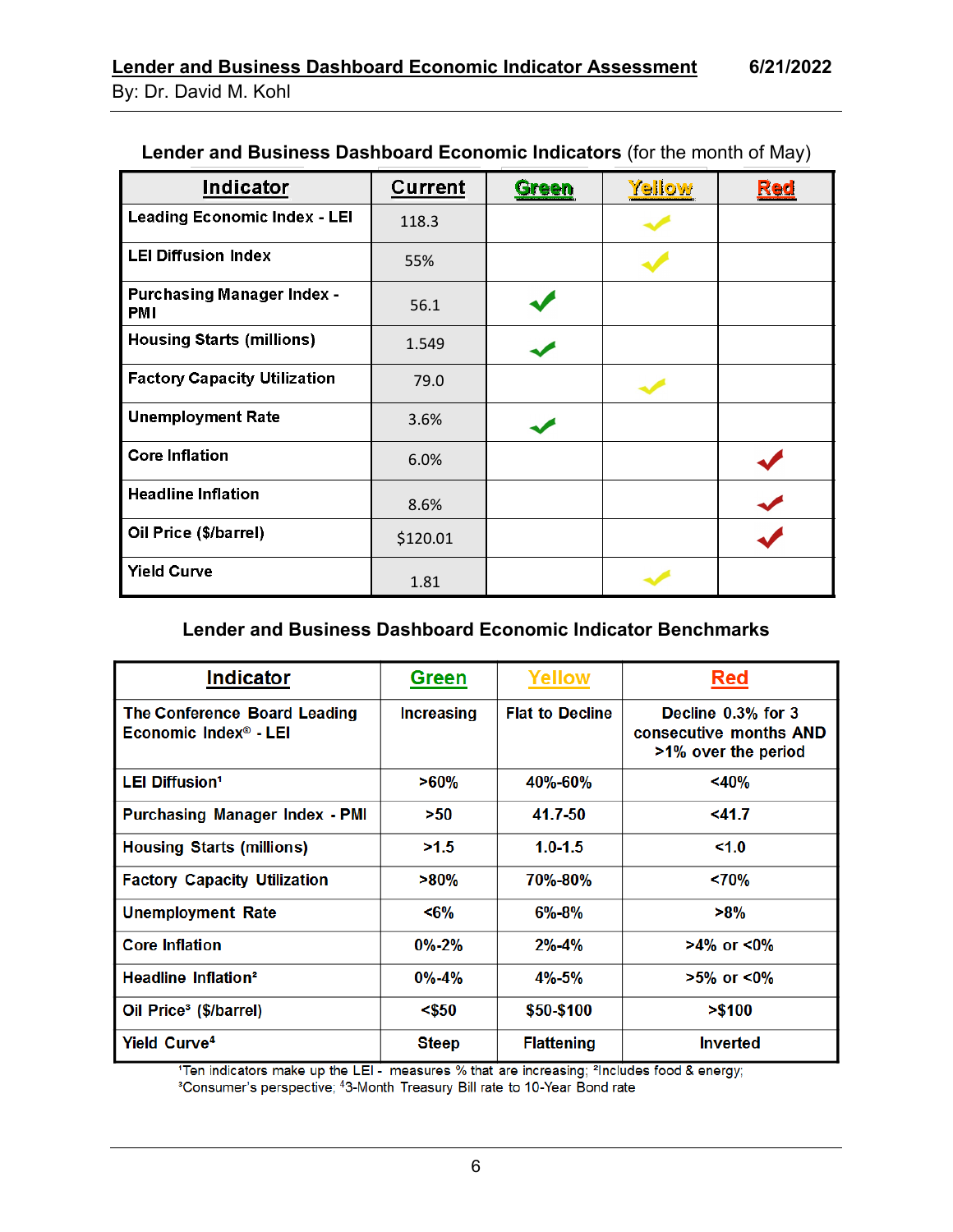# Lender and Business Dashboard Economic Indicator Assessment

6/21/2022

By: Dr. David M. Kohl

**Lender and Business Dashboard Economic Indicators** (for the month of May)

| Indicator | Current | Green | Yellow | Red |
|---|---|---|---|---|
| Leading Economic Index - LEI | 118.3 | | ✓ | |
| LEI Diffusion Index | 55% | | ✓ | |
| Purchasing Manager Index - PMI | 56.1 | ✓ | | |
| Housing Starts (millions) | 1.549 | ✓ | | |
| Factory Capacity Utilization | 79.0 | | ✓ | |
| Unemployment Rate | 3.6% | ✓ | | |
| Core Inflation | 6.0% | | | ✓ |
| Headline Inflation | 8.6% | | | ✓ |
| Oil Price ($/barrel) | $120.01 | | | ✓ |
| Yield Curve | 1.81 | | ✓ | |

**Lender and Business Dashboard Economic Indicator Benchmarks**

| Indicator | Green | Yellow | Red |
|---|---|---|---|
| The Conference Board Leading Economic Index® - LEI | Increasing | Flat to Decline | Decline 0.3% for 3 consecutive months AND >1% over the period |
| LEI Diffusion[1] | >60% | 40%-60% | <40% |
| Purchasing Manager Index - PMI | >50 | 41.7-50 | <41.7 |
| Housing Starts (millions) | >1.5 | 1.0-1.5 | <1.0 |
| Factory Capacity Utilization | >80% | 70%-80% | <70% |
| Unemployment Rate | <6% | 6%-8% | >8% |
| Core Inflation | 0%-2% | 2%-4% | >4% or <0% |
| Headline Inflation[2] | 0%-4% | 4%-5% | >5% or <0% |
| Oil Price[3] ($/barrel) | <$50 | $50-$100 | >$100 |
| Yield Curve[4] | Steep | Flattening | Inverted |

[1]Ten indicators make up the LEI - measures % that are increasing; [2]Includes food & energy; [3]Consumer's perspective; [4]3-Month Treasury Bill rate to 10-Year Bond rate